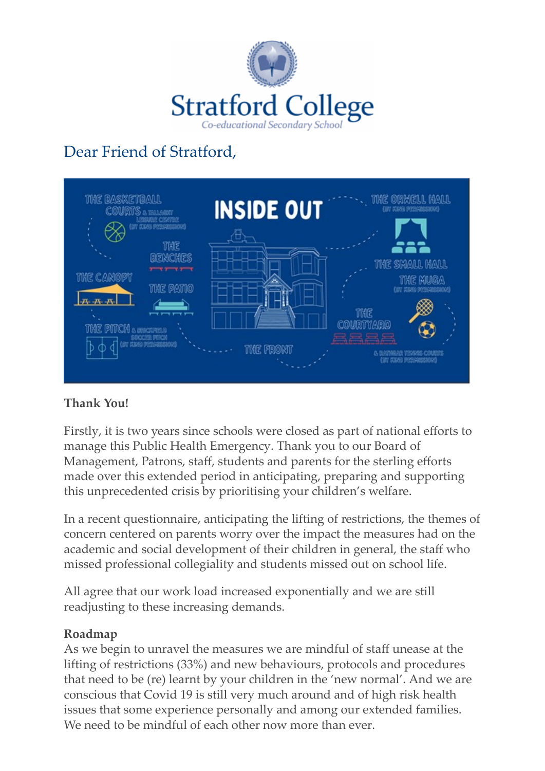# Stratford College

*Co-educational Secondary School*

## Dear Friend of Stratford,

**Thank You!**

Firstly, it is two years since schools were closed as part of national efforts to manage this Public Health Emergency. Thank you to our Board of Management, Patrons, staff, students and parents for the sterling efforts made over this extended period in anticipating, preparing and supporting this unprecedented crisis by prioritising your children's welfare.

In a recent questionnaire, anticipating the lifting of restrictions, the themes of concern centered on parents worry over the impact the measures had on the academic and social development of their children in general, the staff who missed professional collegiality and students missed out on school life.

All agree that our work load increased exponentially and we are still readjusting to these increasing demands.

**Roadmap**

As we begin to unravel the measures we are mindful of staff unease at the lifting of restrictions (33%) and new behaviours, protocols and procedures that need to be (re) learnt by your children in the 'new normal'. And we are conscious that Covid 19 is still very much around and of high risk health issues that some experience personally and among our extended families. We need to be mindful of each other now more than ever.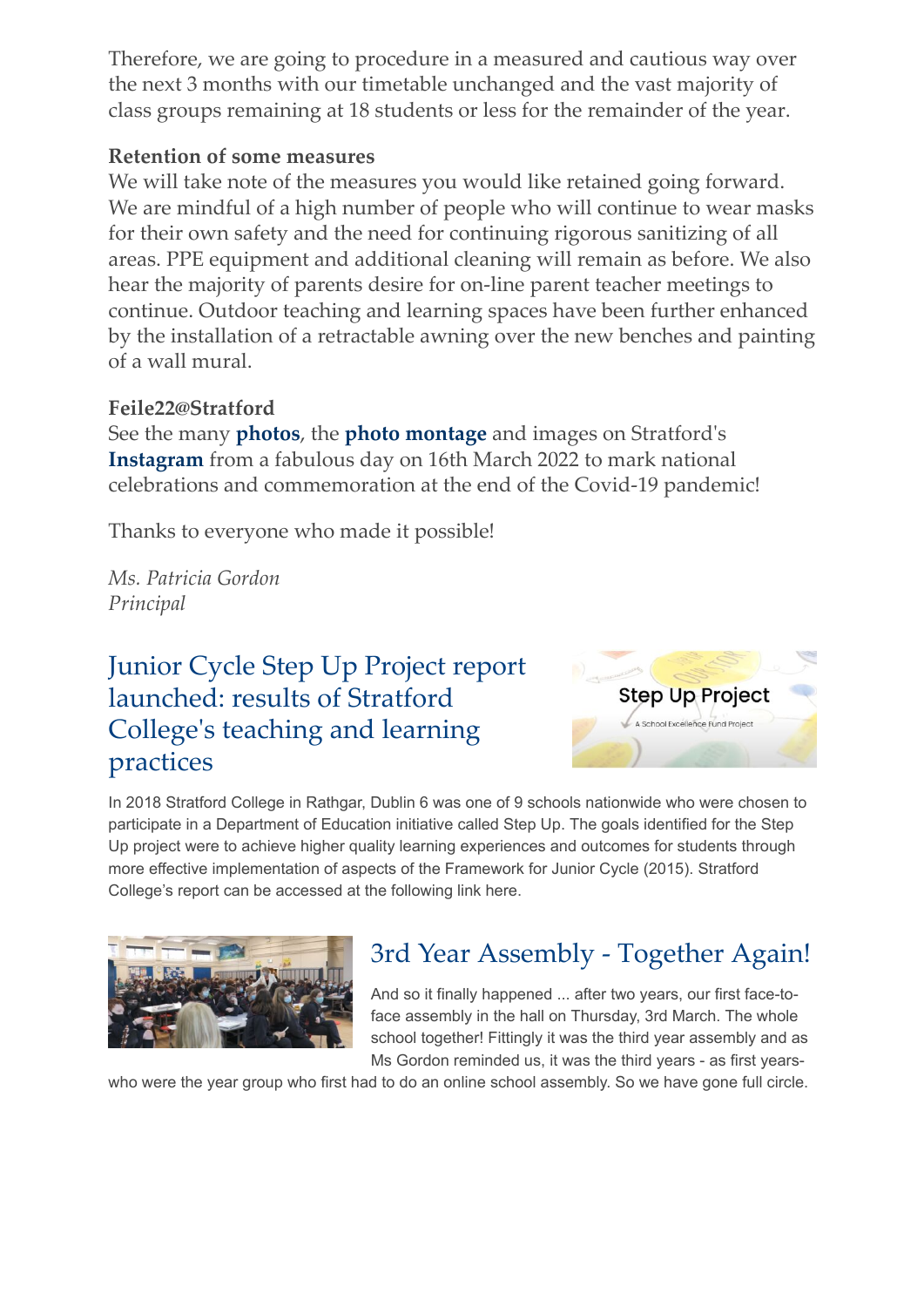Therefore, we are going to procedure in a measured and cautious way over the next 3 months with our timetable unchanged and the vast majority of class groups remaining at 18 students or less for the remainder of the year.

**Retention of some measures**

We will take note of the measures you would like retained going forward. We are mindful of a high number of people who will continue to wear masks for their own safety and the need for continuing rigorous sanitizing of all areas. PPE equipment and additional cleaning will remain as before. We also hear the majority of parents desire for on-line parent teacher meetings to continue. Outdoor teaching and learning spaces have been further enhanced by the installation of a retractable awning over the new benches and painting of a wall mural.

**Feile22@Stratford**

See the many **photos**, the **photo montage** and images on Stratford's **Instagram** from a fabulous day on 16th March 2022 to mark national celebrations and commemoration at the end of the Covid-19 pandemic!

Thanks to everyone who made it possible!

*Ms. Patricia Gordon*
*Principal*

## Junior Cycle Step Up Project report launched: results of Stratford College's teaching and learning practices

In 2018 Stratford College in Rathgar, Dublin 6 was one of 9 schools nationwide who were chosen to participate in a Department of Education initiative called Step Up. The goals identified for the Step Up project were to achieve higher quality learning experiences and outcomes for students through more effective implementation of aspects of the Framework for Junior Cycle (2015). Stratford College's report can be accessed at the following link here.

## 3rd Year Assembly - Together Again!

And so it finally happened ... after two years, our first face-to-face assembly in the hall on Thursday, 3rd March. The whole school together! Fittingly it was the third year assembly and as Ms Gordon reminded us, it was the third years - as first years- who were the year group who first had to do an online school assembly. So we have gone full circle.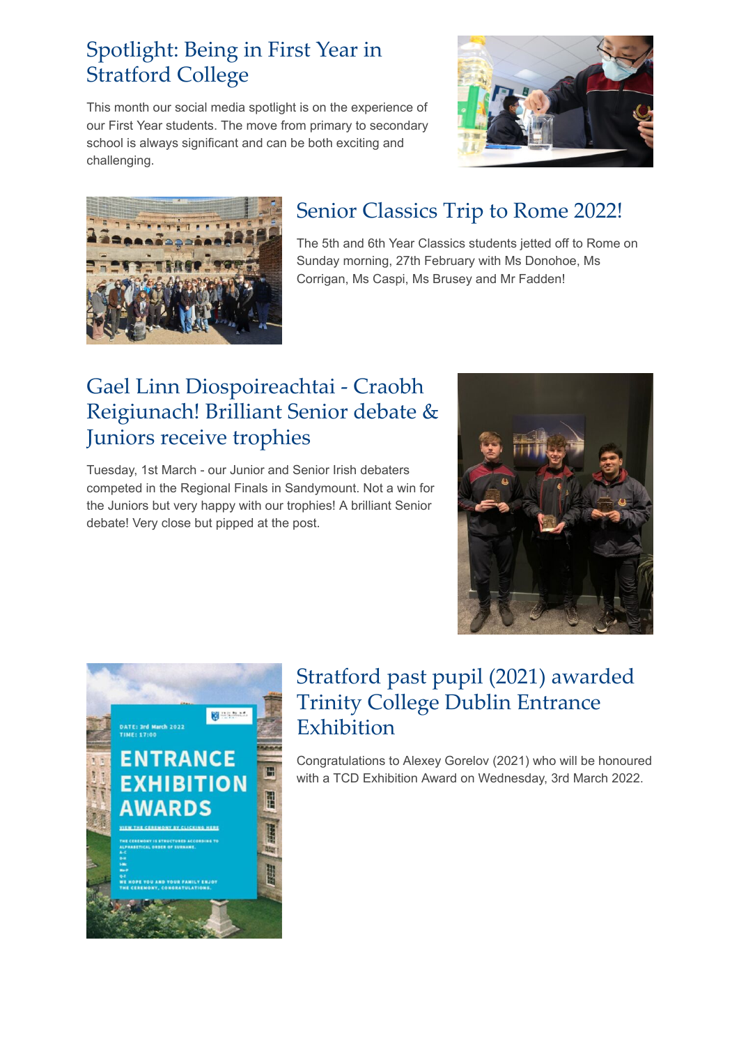## Spotlight: Being in First Year in Stratford College

This month our social media spotlight is on the experience of our First Year students. The move from primary to secondary school is always significant and can be both exciting and challenging.

## Senior Classics Trip to Rome 2022!

The 5th and 6th Year Classics students jetted off to Rome on Sunday morning, 27th February with Ms Donohoe, Ms Corrigan, Ms Caspi, Ms Brusey and Mr Fadden!

## Gael Linn Diospoireachtai - Craobh Reigiunach! Brilliant Senior debate & Juniors receive trophies

Tuesday, 1st March - our Junior and Senior Irish debaters competed in the Regional Finals in Sandymount. Not a win for the Juniors but very happy with our trophies! A brilliant Senior debate! Very close but pipped at the post.

## Stratford past pupil (2021) awarded Trinity College Dublin Entrance Exhibition

Congratulations to Alexey Gorelov (2021) who will be honoured with a TCD Exhibition Award on Wednesday, 3rd March 2022.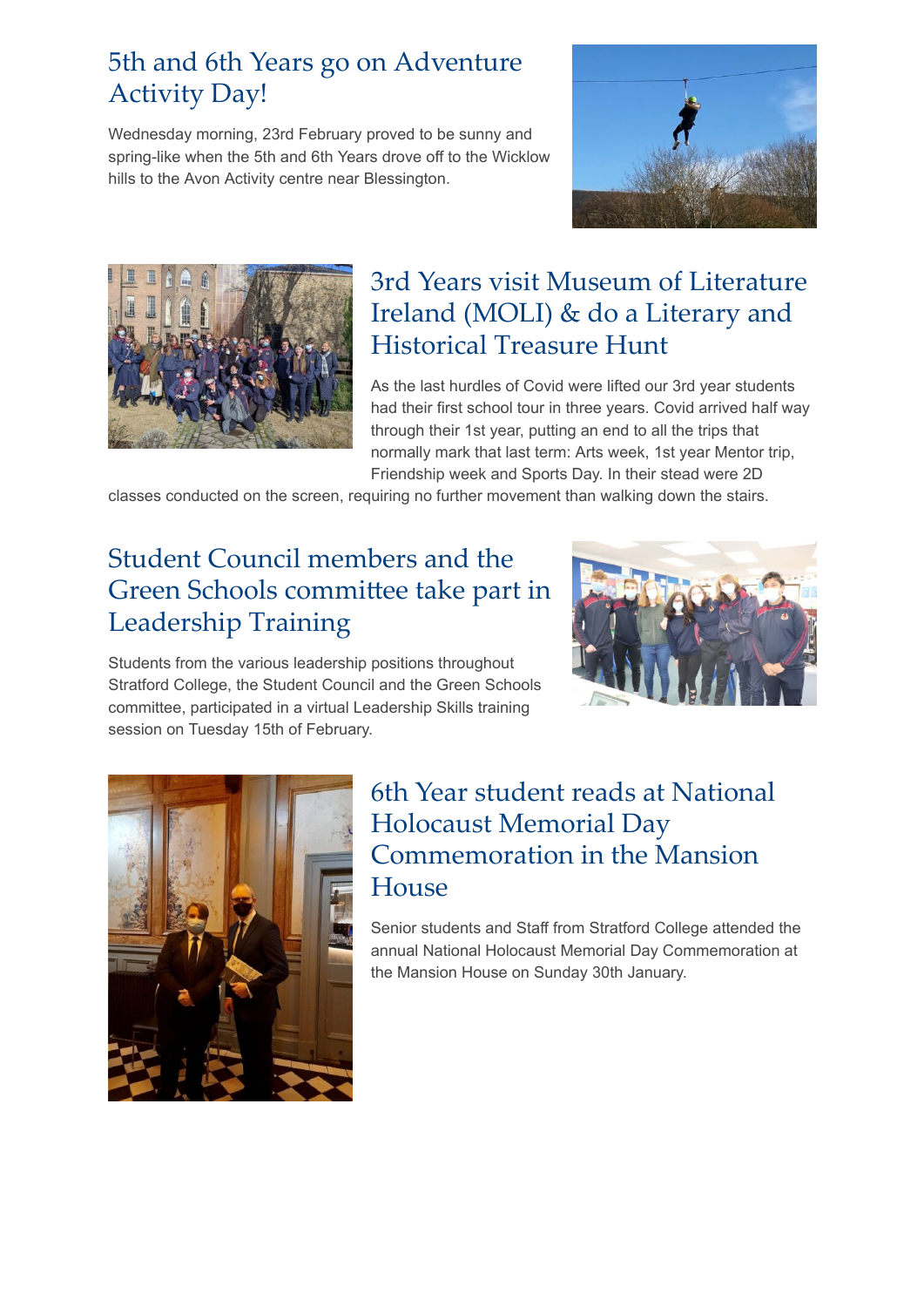## 5th and 6th Years go on Adventure Activity Day!

Wednesday morning, 23rd February proved to be sunny and spring-like when the 5th and 6th Years drove off to the Wicklow hills to the Avon Activity centre near Blessington.

## 3rd Years visit Museum of Literature Ireland (MOLI) & do a Literary and Historical Treasure Hunt

As the last hurdles of Covid were lifted our 3rd year students had their first school tour in three years. Covid arrived half way through their 1st year, putting an end to all the trips that normally mark that last term: Arts week, 1st year Mentor trip, Friendship week and Sports Day. In their stead were 2D classes conducted on the screen, requiring no further movement than walking down the stairs.

## Student Council members and the Green Schools committee take part in Leadership Training

Students from the various leadership positions throughout Stratford College, the Student Council and the Green Schools committee, participated in a virtual Leadership Skills training session on Tuesday 15th of February.

## 6th Year student reads at National Holocaust Memorial Day Commemoration in the Mansion House

Senior students and Staff from Stratford College attended the annual National Holocaust Memorial Day Commemoration at the Mansion House on Sunday 30th January.